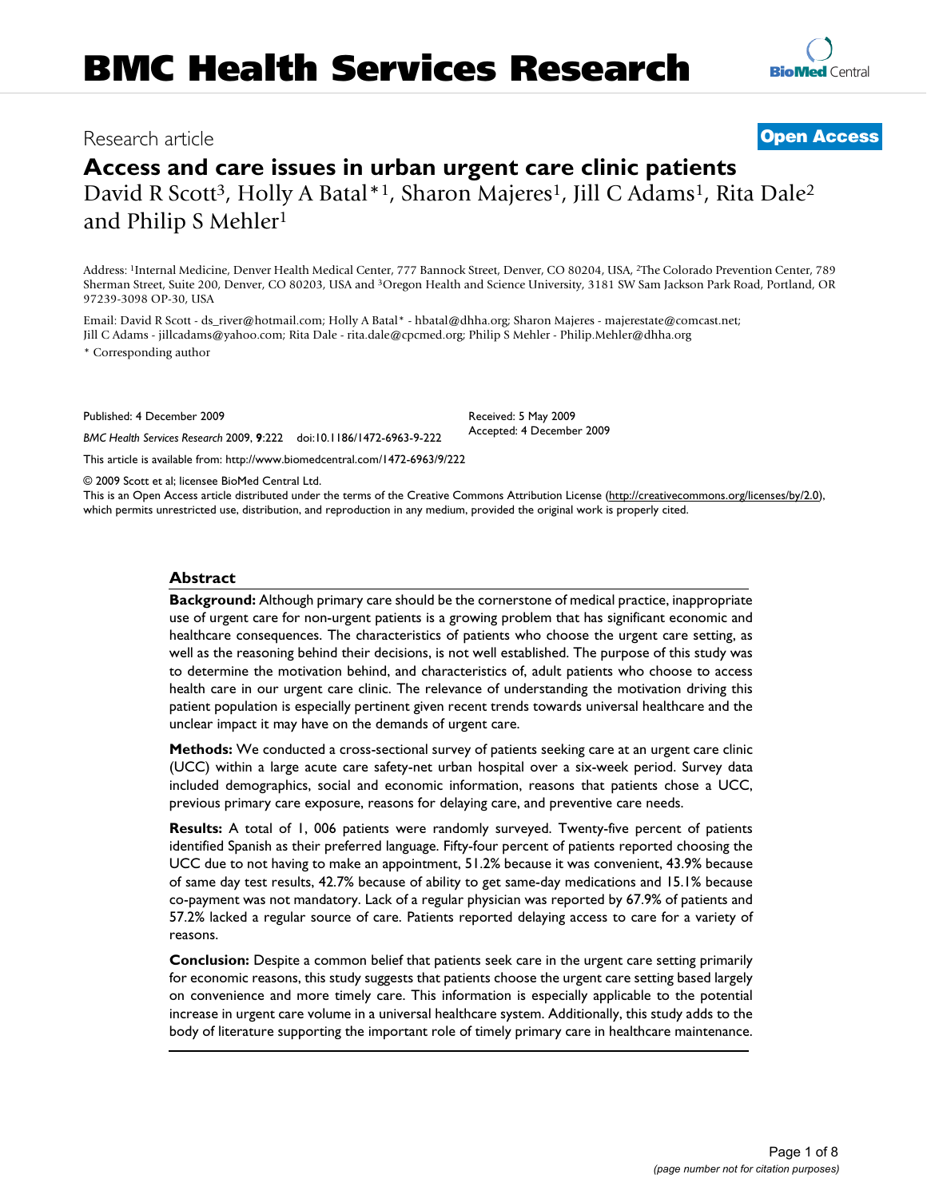Research article

**Open Access**

# Access and care issues in urban urgent care clinic patients

David R Scott[3], Holly A Batal*[1], Sharon Majeres[1], Jill C Adams[1], Rita Dale[2] and Philip S Mehler[1]

Address: [1]Internal Medicine, Denver Health Medical Center, 777 Bannock Street, Denver, CO 80204, USA, [2]The Colorado Prevention Center, 789 Sherman Street, Suite 200, Denver, CO 80203, USA and [3]Oregon Health and Science University, 3181 SW Sam Jackson Park Road, Portland, OR 97239-3098 OP-30, USA

Email: David R Scott - ds_river@hotmail.com; Holly A Batal* - hbatal@dhha.org; Sharon Majeres - majerestate@comcast.net; Jill C Adams - jillcadams@yahoo.com; Rita Dale - rita.dale@cpcmed.org; Philip S Mehler - Philip.Mehler@dhha.org

* Corresponding author

Published: 4 December 2009

*BMC Health Services Research* 2009, **9**:222 doi:10.1186/1472-6963-9-222

Received: 5 May 2009
Accepted: 4 December 2009

This article is available from: http://www.biomedcentral.com/1472-6963/9/222

© 2009 Scott et al; licensee BioMed Central Ltd.

This is an Open Access article distributed under the terms of the Creative Commons Attribution License (http://creativecommons.org/licenses/by/2.0), which permits unrestricted use, distribution, and reproduction in any medium, provided the original work is properly cited.

## Abstract

**Background:** Although primary care should be the cornerstone of medical practice, inappropriate use of urgent care for non-urgent patients is a growing problem that has significant economic and healthcare consequences. The characteristics of patients who choose the urgent care setting, as well as the reasoning behind their decisions, is not well established. The purpose of this study was to determine the motivation behind, and characteristics of, adult patients who choose to access health care in our urgent care clinic. The relevance of understanding the motivation driving this patient population is especially pertinent given recent trends towards universal healthcare and the unclear impact it may have on the demands of urgent care.

**Methods:** We conducted a cross-sectional survey of patients seeking care at an urgent care clinic (UCC) within a large acute care safety-net urban hospital over a six-week period. Survey data included demographics, social and economic information, reasons that patients chose a UCC, previous primary care exposure, reasons for delaying care, and preventive care needs.

**Results:** A total of 1, 006 patients were randomly surveyed. Twenty-five percent of patients identified Spanish as their preferred language. Fifty-four percent of patients reported choosing the UCC due to not having to make an appointment, 51.2% because it was convenient, 43.9% because of same day test results, 42.7% because of ability to get same-day medications and 15.1% because co-payment was not mandatory. Lack of a regular physician was reported by 67.9% of patients and 57.2% lacked a regular source of care. Patients reported delaying access to care for a variety of reasons.

**Conclusion:** Despite a common belief that patients seek care in the urgent care setting primarily for economic reasons, this study suggests that patients choose the urgent care setting based largely on convenience and more timely care. This information is especially applicable to the potential increase in urgent care volume in a universal healthcare system. Additionally, this study adds to the body of literature supporting the important role of timely primary care in healthcare maintenance.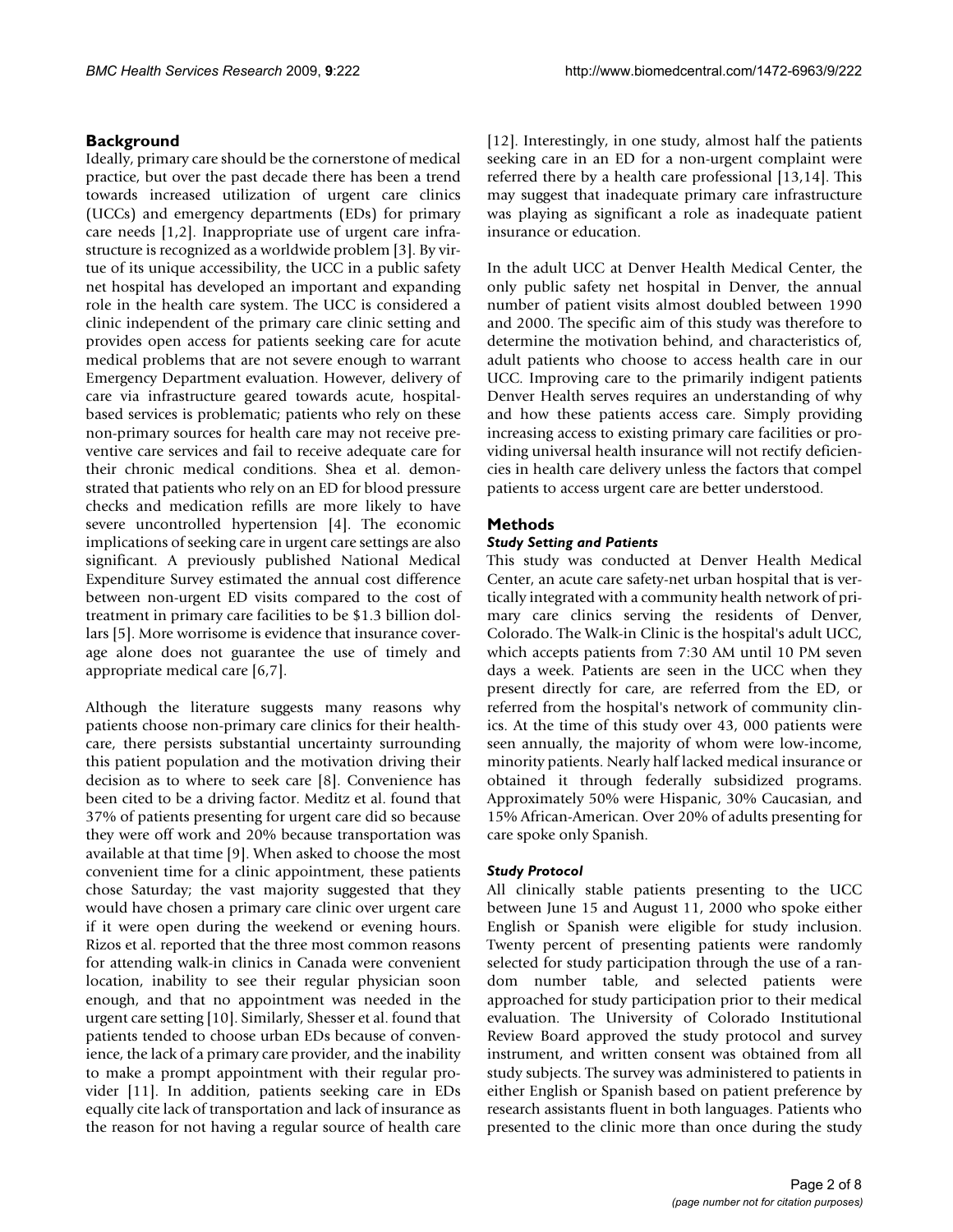## Background

Ideally, primary care should be the cornerstone of medical practice, but over the past decade there has been a trend towards increased utilization of urgent care clinics (UCCs) and emergency departments (EDs) for primary care needs [1,2]. Inappropriate use of urgent care infrastructure is recognized as a worldwide problem [3]. By virtue of its unique accessibility, the UCC in a public safety net hospital has developed an important and expanding role in the health care system. The UCC is considered a clinic independent of the primary care clinic setting and provides open access for patients seeking care for acute medical problems that are not severe enough to warrant Emergency Department evaluation. However, delivery of care via infrastructure geared towards acute, hospital-based services is problematic; patients who rely on these non-primary sources for health care may not receive preventive care services and fail to receive adequate care for their chronic medical conditions. Shea et al. demonstrated that patients who rely on an ED for blood pressure checks and medication refills are more likely to have severe uncontrolled hypertension [4]. The economic implications of seeking care in urgent care settings are also significant. A previously published National Medical Expenditure Survey estimated the annual cost difference between non-urgent ED visits compared to the cost of treatment in primary care facilities to be $1.3 billion dollars [5]. More worrisome is evidence that insurance coverage alone does not guarantee the use of timely and appropriate medical care [6,7].

Although the literature suggests many reasons why patients choose non-primary care clinics for their healthcare, there persists substantial uncertainty surrounding this patient population and the motivation driving their decision as to where to seek care [8]. Convenience has been cited to be a driving factor. Meditz et al. found that 37% of patients presenting for urgent care did so because they were off work and 20% because transportation was available at that time [9]. When asked to choose the most convenient time for a clinic appointment, these patients chose Saturday; the vast majority suggested that they would have chosen a primary care clinic over urgent care if it were open during the weekend or evening hours. Rizos et al. reported that the three most common reasons for attending walk-in clinics in Canada were convenient location, inability to see their regular physician soon enough, and that no appointment was needed in the urgent care setting [10]. Similarly, Shesser et al. found that patients tended to choose urban EDs because of convenience, the lack of a primary care provider, and the inability to make a prompt appointment with their regular provider [11]. In addition, patients seeking care in EDs equally cite lack of transportation and lack of insurance as the reason for not having a regular source of health care [12]. Interestingly, in one study, almost half the patients seeking care in an ED for a non-urgent complaint were referred there by a health care professional [13,14]. This may suggest that inadequate primary care infrastructure was playing as significant a role as inadequate patient insurance or education.

In the adult UCC at Denver Health Medical Center, the only public safety net hospital in Denver, the annual number of patient visits almost doubled between 1990 and 2000. The specific aim of this study was therefore to determine the motivation behind, and characteristics of, adult patients who choose to access health care in our UCC. Improving care to the primarily indigent patients Denver Health serves requires an understanding of why and how these patients access care. Simply providing increasing access to existing primary care facilities or providing universal health insurance will not rectify deficiencies in health care delivery unless the factors that compel patients to access urgent care are better understood.

## Methods

### *Study Setting and Patients*

This study was conducted at Denver Health Medical Center, an acute care safety-net urban hospital that is vertically integrated with a community health network of primary care clinics serving the residents of Denver, Colorado. The Walk-in Clinic is the hospital's adult UCC, which accepts patients from 7:30 AM until 10 PM seven days a week. Patients are seen in the UCC when they present directly for care, are referred from the ED, or referred from the hospital's network of community clinics. At the time of this study over 43, 000 patients were seen annually, the majority of whom were low-income, minority patients. Nearly half lacked medical insurance or obtained it through federally subsidized programs. Approximately 50% were Hispanic, 30% Caucasian, and 15% African-American. Over 20% of adults presenting for care spoke only Spanish.

### *Study Protocol*

All clinically stable patients presenting to the UCC between June 15 and August 11, 2000 who spoke either English or Spanish were eligible for study inclusion. Twenty percent of presenting patients were randomly selected for study participation through the use of a random number table, and selected patients were approached for study participation prior to their medical evaluation. The University of Colorado Institutional Review Board approved the study protocol and survey instrument, and written consent was obtained from all study subjects. The survey was administered to patients in either English or Spanish based on patient preference by research assistants fluent in both languages. Patients who presented to the clinic more than once during the study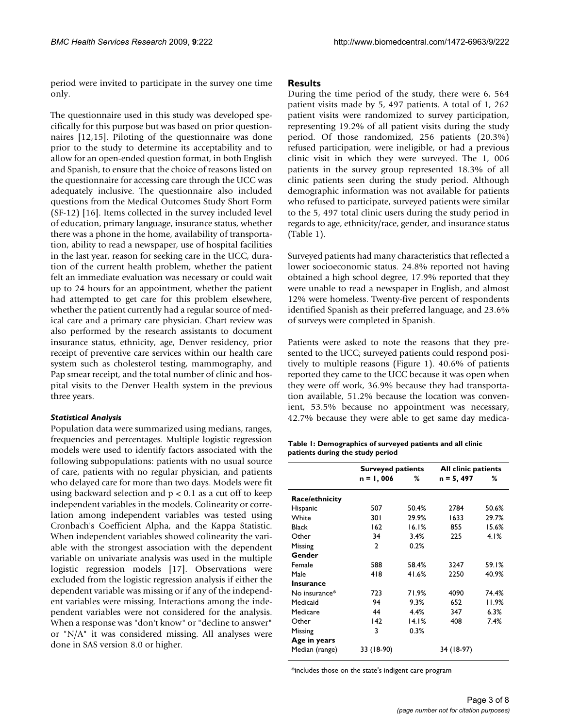period were invited to participate in the survey one time only.

The questionnaire used in this study was developed specifically for this purpose but was based on prior questionnaires [12,15]. Piloting of the questionnaire was done prior to the study to determine its acceptability and to allow for an open-ended question format, in both English and Spanish, to ensure that the choice of reasons listed on the questionnaire for accessing care through the UCC was adequately inclusive. The questionnaire also included questions from the Medical Outcomes Study Short Form (SF-12) [16]. Items collected in the survey included level of education, primary language, insurance status, whether there was a phone in the home, availability of transportation, ability to read a newspaper, use of hospital facilities in the last year, reason for seeking care in the UCC, duration of the current health problem, whether the patient felt an immediate evaluation was necessary or could wait up to 24 hours for an appointment, whether the patient had attempted to get care for this problem elsewhere, whether the patient currently had a regular source of medical care and a primary care physician. Chart review was also performed by the research assistants to document insurance status, ethnicity, age, Denver residency, prior receipt of preventive care services within our health care system such as cholesterol testing, mammography, and Pap smear receipt, and the total number of clinic and hospital visits to the Denver Health system in the previous three years.

### *Statistical Analysis*

Population data were summarized using medians, ranges, frequencies and percentages. Multiple logistic regression models were used to identify factors associated with the following subpopulations: patients with no usual source of care, patients with no regular physician, and patients who delayed care for more than two days. Models were fit using backward selection and $p < 0.1$ as a cut off to keep independent variables in the models. Colinearity or correlation among independent variables was tested using Cronbach's Coefficient Alpha, and the Kappa Statistic. When independent variables showed colinearity the variable with the strongest association with the dependent variable on univariate analysis was used in the multiple logistic regression models [17]. Observations were excluded from the logistic regression analysis if either the dependent variable was missing or if any of the independent variables were missing. Interactions among the independent variables were not considered for the analysis. When a response was "don't know" or "decline to answer" or "N/A" it was considered missing. All analyses were done in SAS version 8.0 or higher.

## Results

During the time period of the study, there were 6, 564 patient visits made by 5, 497 patients. A total of 1, 262 patient visits were randomized to survey participation, representing 19.2% of all patient visits during the study period. Of those randomized, 256 patients (20.3%) refused participation, were ineligible, or had a previous clinic visit in which they were surveyed. The 1, 006 patients in the survey group represented 18.3% of all clinic patients seen during the study period. Although demographic information was not available for patients who refused to participate, surveyed patients were similar to the 5, 497 total clinic users during the study period in regards to age, ethnicity/race, gender, and insurance status (Table 1).

Surveyed patients had many characteristics that reflected a lower socioeconomic status. 24.8% reported not having obtained a high school degree, 17.9% reported that they were unable to read a newspaper in English, and almost 12% were homeless. Twenty-five percent of respondents identified Spanish as their preferred language, and 23.6% of surveys were completed in Spanish.

Patients were asked to note the reasons that they presented to the UCC; surveyed patients could respond positively to multiple reasons (Figure 1). 40.6% of patients reported they came to the UCC because it was open when they were off work, 36.9% because they had transportation available, 51.2% because the location was convenient, 53.5% because no appointment was necessary, 42.7% because they were able to get same day medica-

**Table 1: Demographics of surveyed patients and all clinic patients during the study period**

| | Surveyed patients | | All clinic patients | |
|---|---|---|---|---|
| | n = 1, 006 | % | n = 5, 497 | % |
| **Race/ethnicity** | | | | |
| Hispanic | 507 | 50.4% | 2784 | 50.6% |
| White | 301 | 29.9% | 1633 | 29.7% |
| Black | 162 | 16.1% | 855 | 15.6% |
| Other | 34 | 3.4% | 225 | 4.1% |
| Missing | 2 | 0.2% | | |
| **Gender** | | | | |
| Female | 588 | 58.4% | 3247 | 59.1% |
| Male | 418 | 41.6% | 2250 | 40.9% |
| **Insurance** | | | | |
| No insurance* | 723 | 71.9% | 4090 | 74.4% |
| Medicaid | 94 | 9.3% | 652 | 11.9% |
| Medicare | 44 | 4.4% | 347 | 6.3% |
| Other | 142 | 14.1% | 408 | 7.4% |
| Missing | 3 | 0.3% | | |
| **Age in years** | | | | |
| Median (range) | 33 (18-90) | | 34 (18-97) | |

*includes those on the state's indigent care program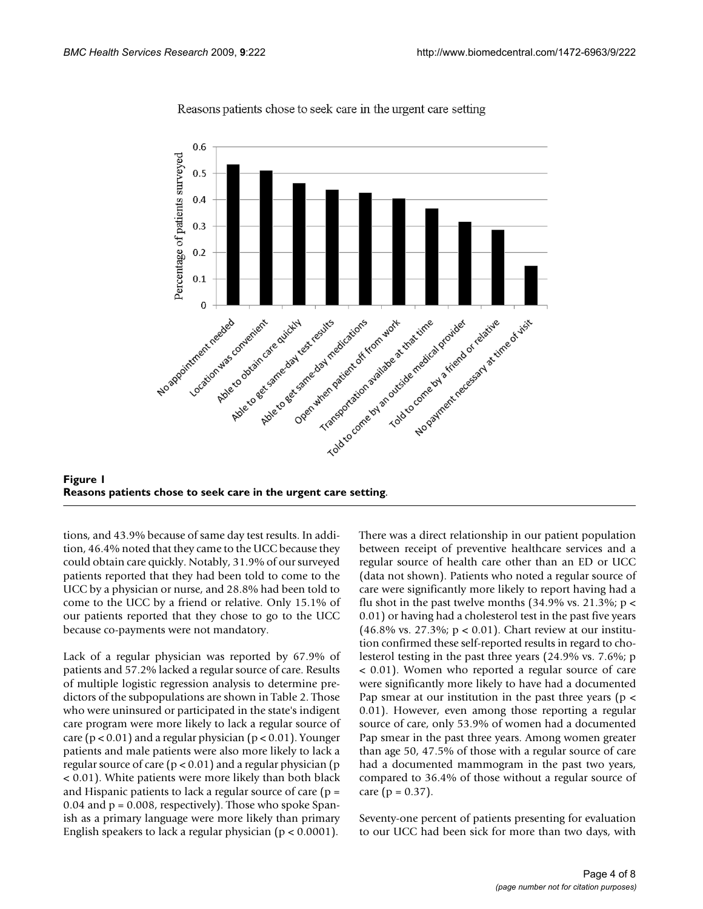Reasons patients chose to seek care in the urgent care setting

**Figure 1**
**Reasons patients chose to seek care in the urgent care setting**.

tions, and 43.9% because of same day test results. In addition, 46.4% noted that they came to the UCC because they could obtain care quickly. Notably, 31.9% of our surveyed patients reported that they had been told to come to the UCC by a physician or nurse, and 28.8% had been told to come to the UCC by a friend or relative. Only 15.1% of our patients reported that they chose to go to the UCC because co-payments were not mandatory.

Lack of a regular physician was reported by 67.9% of patients and 57.2% lacked a regular source of care. Results of multiple logistic regression analysis to determine predictors of the subpopulations are shown in Table 2. Those who were uninsured or participated in the state's indigent care program were more likely to lack a regular source of care ($p < 0.01$) and a regular physician ($p < 0.01$). Younger patients and male patients were also more likely to lack a regular source of care ($p < 0.01$) and a regular physician ($p < 0.01$). White patients were more likely than both black and Hispanic patients to lack a regular source of care ($p = 0.04$ and $p = 0.008$, respectively). Those who spoke Spanish as a primary language were more likely than primary English speakers to lack a regular physician ($p < 0.0001$).

There was a direct relationship in our patient population between receipt of preventive healthcare services and a regular source of health care other than an ED or UCC (data not shown). Patients who noted a regular source of care were significantly more likely to report having had a flu shot in the past twelve months (34.9% vs. 21.3%; $p < 0.01$) or having had a cholesterol test in the past five years (46.8% vs. 27.3%; $p < 0.01$). Chart review at our institution confirmed these self-reported results in regard to cholesterol testing in the past three years (24.9% vs. 7.6%; $p < 0.01$). Women who reported a regular source of care were significantly more likely to have had a documented Pap smear at our institution in the past three years ($p < 0.01$). However, even among those reporting a regular source of care, only 53.9% of women had a documented Pap smear in the past three years. Among women greater than age 50, 47.5% of those with a regular source of care had a documented mammogram in the past two years, compared to 36.4% of those without a regular source of care ($p = 0.37$).

Seventy-one percent of patients presenting for evaluation to our UCC had been sick for more than two days, with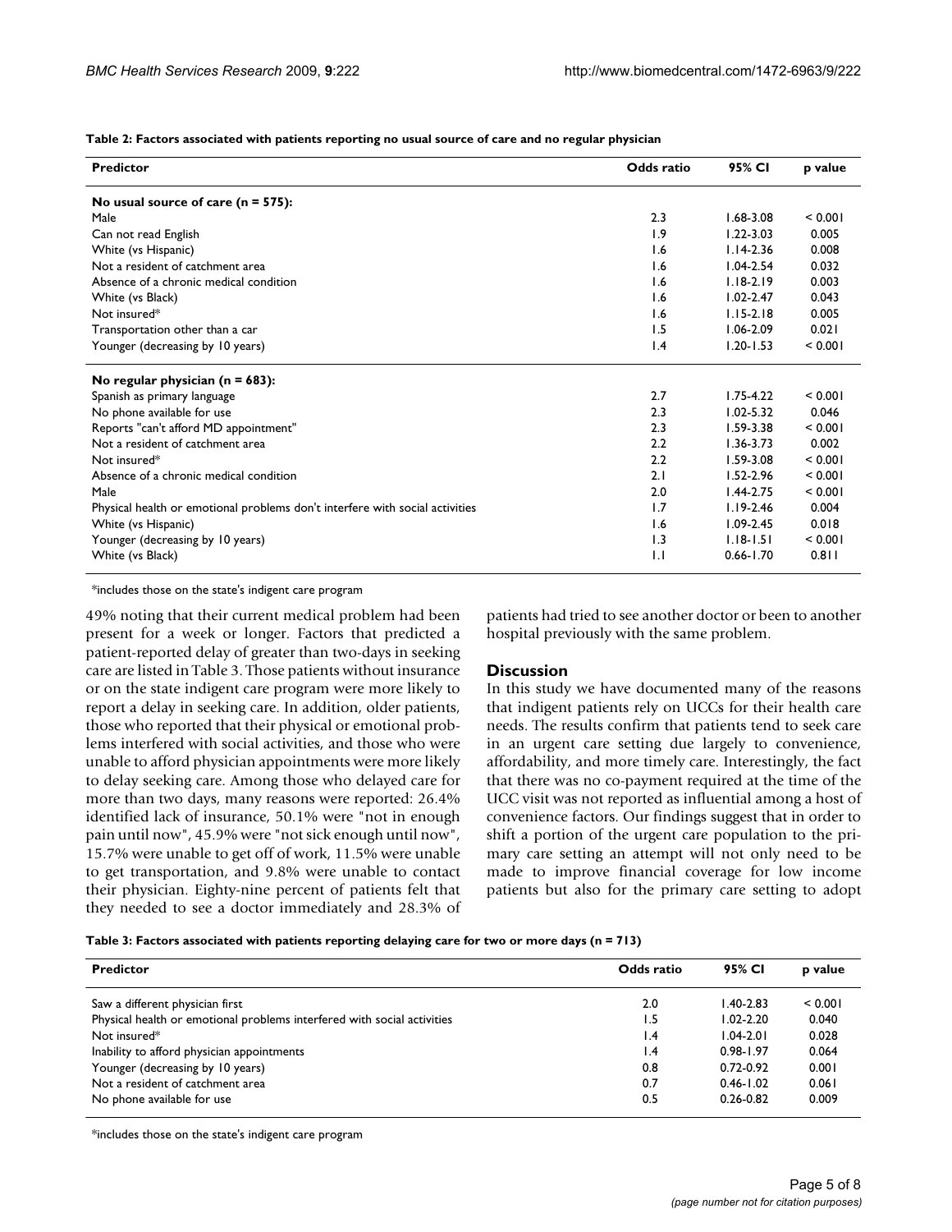**Table 2: Factors associated with patients reporting no usual source of care and no regular physician**

| Predictor | Odds ratio | 95% CI | p value |
| --- | --- | --- | --- |
| **No usual source of care (n = 575):** | | | |
| Male | 2.3 | 1.68-3.08 | < 0.001 |
| Can not read English | 1.9 | 1.22-3.03 | 0.005 |
| White (vs Hispanic) | 1.6 | 1.14-2.36 | 0.008 |
| Not a resident of catchment area | 1.6 | 1.04-2.54 | 0.032 |
| Absence of a chronic medical condition | 1.6 | 1.18-2.19 | 0.003 |
| White (vs Black) | 1.6 | 1.02-2.47 | 0.043 |
| Not insured* | 1.6 | 1.15-2.18 | 0.005 |
| Transportation other than a car | 1.5 | 1.06-2.09 | 0.021 |
| Younger (decreasing by 10 years) | 1.4 | 1.20-1.53 | < 0.001 |
| **No regular physician (n = 683):** | | | |
| Spanish as primary language | 2.7 | 1.75-4.22 | < 0.001 |
| No phone available for use | 2.3 | 1.02-5.32 | 0.046 |
| Reports "can't afford MD appointment" | 2.3 | 1.59-3.38 | < 0.001 |
| Not a resident of catchment area | 2.2 | 1.36-3.73 | 0.002 |
| Not insured* | 2.2 | 1.59-3.08 | < 0.001 |
| Absence of a chronic medical condition | 2.1 | 1.52-2.96 | < 0.001 |
| Male | 2.0 | 1.44-2.75 | < 0.001 |
| Physical health or emotional problems don't interfere with social activities | 1.7 | 1.19-2.46 | 0.004 |
| White (vs Hispanic) | 1.6 | 1.09-2.45 | 0.018 |
| Younger (decreasing by 10 years) | 1.3 | 1.18-1.51 | < 0.001 |
| White (vs Black) | 1.1 | 0.66-1.70 | 0.811 |

*includes those on the state's indigent care program

49% noting that their current medical problem had been present for a week or longer. Factors that predicted a patient-reported delay of greater than two-days in seeking care are listed in Table 3. Those patients without insurance or on the state indigent care program were more likely to report a delay in seeking care. In addition, older patients, those who reported that their physical or emotional problems interfered with social activities, and those who were unable to afford physician appointments were more likely to delay seeking care. Among those who delayed care for more than two days, many reasons were reported: 26.4% identified lack of insurance, 50.1% were "not in enough pain until now", 45.9% were "not sick enough until now", 15.7% were unable to get off of work, 11.5% were unable to get transportation, and 9.8% were unable to contact their physician. Eighty-nine percent of patients felt that they needed to see a doctor immediately and 28.3% of patients had tried to see another doctor or been to another hospital previously with the same problem.

## Discussion

In this study we have documented many of the reasons that indigent patients rely on UCCs for their health care needs. The results confirm that patients tend to seek care in an urgent care setting due largely to convenience, affordability, and more timely care. Interestingly, the fact that there was no co-payment required at the time of the UCC visit was not reported as influential among a host of convenience factors. Our findings suggest that in order to shift a portion of the urgent care population to the primary care setting an attempt will not only need to be made to improve financial coverage for low income patients but also for the primary care setting to adopt

**Table 3: Factors associated with patients reporting delaying care for two or more days (n = 713)**

| Predictor | Odds ratio | 95% CI | p value |
| --- | --- | --- | --- |
| Saw a different physician first | 2.0 | 1.40-2.83 | < 0.001 |
| Physical health or emotional problems interfered with social activities | 1.5 | 1.02-2.20 | 0.040 |
| Not insured* | 1.4 | 1.04-2.01 | 0.028 |
| Inability to afford physician appointments | 1.4 | 0.98-1.97 | 0.064 |
| Younger (decreasing by 10 years) | 0.8 | 0.72-0.92 | 0.001 |
| Not a resident of catchment area | 0.7 | 0.46-1.02 | 0.061 |
| No phone available for use | 0.5 | 0.26-0.82 | 0.009 |

*includes those on the state's indigent care program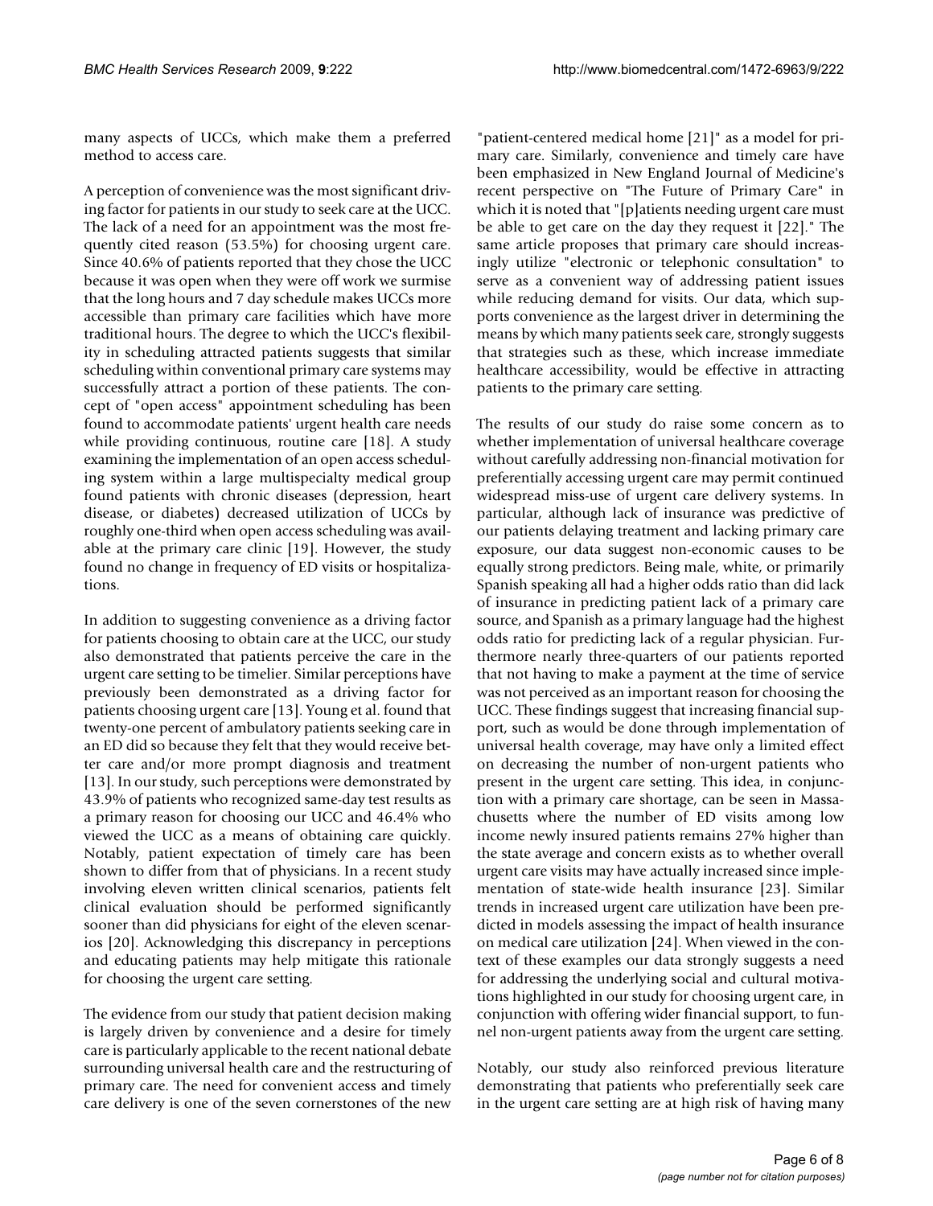many aspects of UCCs, which make them a preferred method to access care.

A perception of convenience was the most significant driving factor for patients in our study to seek care at the UCC. The lack of a need for an appointment was the most frequently cited reason (53.5%) for choosing urgent care. Since 40.6% of patients reported that they chose the UCC because it was open when they were off work we surmise that the long hours and 7 day schedule makes UCCs more accessible than primary care facilities which have more traditional hours. The degree to which the UCC's flexibility in scheduling attracted patients suggests that similar scheduling within conventional primary care systems may successfully attract a portion of these patients. The concept of "open access" appointment scheduling has been found to accommodate patients' urgent health care needs while providing continuous, routine care [18]. A study examining the implementation of an open access scheduling system within a large multispecialty medical group found patients with chronic diseases (depression, heart disease, or diabetes) decreased utilization of UCCs by roughly one-third when open access scheduling was available at the primary care clinic [19]. However, the study found no change in frequency of ED visits or hospitalizations.

In addition to suggesting convenience as a driving factor for patients choosing to obtain care at the UCC, our study also demonstrated that patients perceive the care in the urgent care setting to be timelier. Similar perceptions have previously been demonstrated as a driving factor for patients choosing urgent care [13]. Young et al. found that twenty-one percent of ambulatory patients seeking care in an ED did so because they felt that they would receive better care and/or more prompt diagnosis and treatment [13]. In our study, such perceptions were demonstrated by 43.9% of patients who recognized same-day test results as a primary reason for choosing our UCC and 46.4% who viewed the UCC as a means of obtaining care quickly. Notably, patient expectation of timely care has been shown to differ from that of physicians. In a recent study involving eleven written clinical scenarios, patients felt clinical evaluation should be performed significantly sooner than did physicians for eight of the eleven scenarios [20]. Acknowledging this discrepancy in perceptions and educating patients may help mitigate this rationale for choosing the urgent care setting.

The evidence from our study that patient decision making is largely driven by convenience and a desire for timely care is particularly applicable to the recent national debate surrounding universal health care and the restructuring of primary care. The need for convenient access and timely care delivery is one of the seven cornerstones of the new "patient-centered medical home [21]" as a model for primary care. Similarly, convenience and timely care have been emphasized in New England Journal of Medicine's recent perspective on "The Future of Primary Care" in which it is noted that "[p]atients needing urgent care must be able to get care on the day they request it [22]." The same article proposes that primary care should increasingly utilize "electronic or telephonic consultation" to serve as a convenient way of addressing patient issues while reducing demand for visits. Our data, which supports convenience as the largest driver in determining the means by which many patients seek care, strongly suggests that strategies such as these, which increase immediate healthcare accessibility, would be effective in attracting patients to the primary care setting.

The results of our study do raise some concern as to whether implementation of universal healthcare coverage without carefully addressing non-financial motivation for preferentially accessing urgent care may permit continued widespread miss-use of urgent care delivery systems. In particular, although lack of insurance was predictive of our patients delaying treatment and lacking primary care exposure, our data suggest non-economic causes to be equally strong predictors. Being male, white, or primarily Spanish speaking all had a higher odds ratio than did lack of insurance in predicting patient lack of a primary care source, and Spanish as a primary language had the highest odds ratio for predicting lack of a regular physician. Furthermore nearly three-quarters of our patients reported that not having to make a payment at the time of service was not perceived as an important reason for choosing the UCC. These findings suggest that increasing financial support, such as would be done through implementation of universal health coverage, may have only a limited effect on decreasing the number of non-urgent patients who present in the urgent care setting. This idea, in conjunction with a primary care shortage, can be seen in Massachusetts where the number of ED visits among low income newly insured patients remains 27% higher than the state average and concern exists as to whether overall urgent care visits may have actually increased since implementation of state-wide health insurance [23]. Similar trends in increased urgent care utilization have been predicted in models assessing the impact of health insurance on medical care utilization [24]. When viewed in the context of these examples our data strongly suggests a need for addressing the underlying social and cultural motivations highlighted in our study for choosing urgent care, in conjunction with offering wider financial support, to funnel non-urgent patients away from the urgent care setting.

Notably, our study also reinforced previous literature demonstrating that patients who preferentially seek care in the urgent care setting are at high risk of having many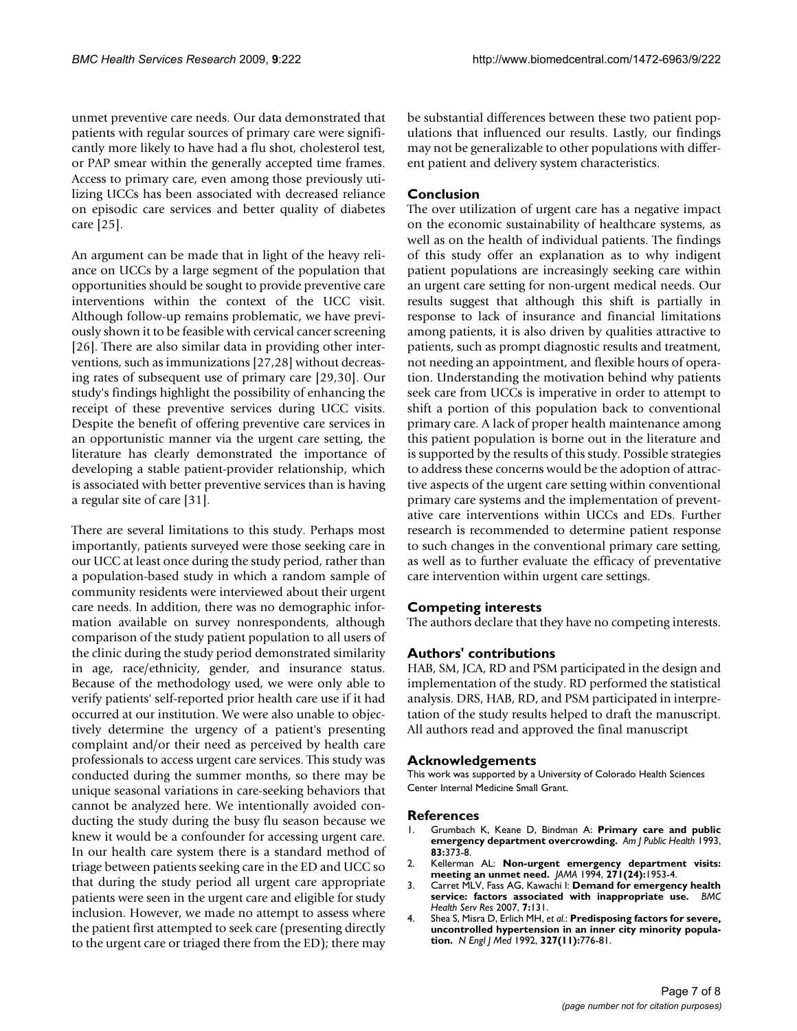unmet preventive care needs. Our data demonstrated that patients with regular sources of primary care were significantly more likely to have had a flu shot, cholesterol test, or PAP smear within the generally accepted time frames. Access to primary care, even among those previously utilizing UCCs has been associated with decreased reliance on episodic care services and better quality of diabetes care [25].

An argument can be made that in light of the heavy reliance on UCCs by a large segment of the population that opportunities should be sought to provide preventive care interventions within the context of the UCC visit. Although follow-up remains problematic, we have previously shown it to be feasible with cervical cancer screening [26]. There are also similar data in providing other interventions, such as immunizations [27,28] without decreasing rates of subsequent use of primary care [29,30]. Our study's findings highlight the possibility of enhancing the receipt of these preventive services during UCC visits. Despite the benefit of offering preventive care services in an opportunistic manner via the urgent care setting, the literature has clearly demonstrated the importance of developing a stable patient-provider relationship, which is associated with better preventive services than is having a regular site of care [31].

There are several limitations to this study. Perhaps most importantly, patients surveyed were those seeking care in our UCC at least once during the study period, rather than a population-based study in which a random sample of community residents were interviewed about their urgent care needs. In addition, there was no demographic information available on survey nonrespondents, although comparison of the study patient population to all users of the clinic during the study period demonstrated similarity in age, race/ethnicity, gender, and insurance status. Because of the methodology used, we were only able to verify patients' self-reported prior health care use if it had occurred at our institution. We were also unable to objectively determine the urgency of a patient's presenting complaint and/or their need as perceived by health care professionals to access urgent care services. This study was conducted during the summer months, so there may be unique seasonal variations in care-seeking behaviors that cannot be analyzed here. We intentionally avoided conducting the study during the busy flu season because we knew it would be a confounder for accessing urgent care. In our health care system there is a standard method of triage between patients seeking care in the ED and UCC so that during the study period all urgent care appropriate patients were seen in the urgent care and eligible for study inclusion. However, we made no attempt to assess where the patient first attempted to seek care (presenting directly to the urgent care or triaged there from the ED); there may be substantial differences between these two patient populations that influenced our results. Lastly, our findings may not be generalizable to other populations with different patient and delivery system characteristics.

## Conclusion

The over utilization of urgent care has a negative impact on the economic sustainability of healthcare systems, as well as on the health of individual patients. The findings of this study offer an explanation as to why indigent patient populations are increasingly seeking care within an urgent care setting for non-urgent medical needs. Our results suggest that although this shift is partially in response to lack of insurance and financial limitations among patients, it is also driven by qualities attractive to patients, such as prompt diagnostic results and treatment, not needing an appointment, and flexible hours of operation. Understanding the motivation behind why patients seek care from UCCs is imperative in order to attempt to shift a portion of this population back to conventional primary care. A lack of proper health maintenance among this patient population is borne out in the literature and is supported by the results of this study. Possible strategies to address these concerns would be the adoption of attractive aspects of the urgent care setting within conventional primary care systems and the implementation of preventative care interventions within UCCs and EDs. Further research is recommended to determine patient response to such changes in the conventional primary care setting, as well as to further evaluate the efficacy of preventative care intervention within urgent care settings.

## Competing interests

The authors declare that they have no competing interests.

## Authors' contributions

HAB, SM, JCA, RD and PSM participated in the design and implementation of the study. RD performed the statistical analysis. DRS, HAB, RD, and PSM participated in interpretation of the study results helped to draft the manuscript. All authors read and approved the final manuscript

## Acknowledgements

This work was supported by a University of Colorado Health Sciences Center Internal Medicine Small Grant.

## References

1. Grumbach K, Keane D, Bindman A: **Primary care and public emergency department overcrowding.** *Am J Public Health* 1993, **83:**373-8.
2. Kellerman AL: **Non-urgent emergency department visits: meeting an unmet need.** *JAMA* 1994, **271(24):**1953-4.
3. Carret MLV, Fass AG, Kawachi I: **Demand for emergency health service: factors associated with inappropriate use.** *BMC Health Serv Res* 2007, **7:**131.
4. Shea S, Misra D, Erlich MH, *et al.*: **Predisposing factors for severe, uncontrolled hypertension in an inner city minority population.** *N Engl J Med* 1992, **327(11):**776-81.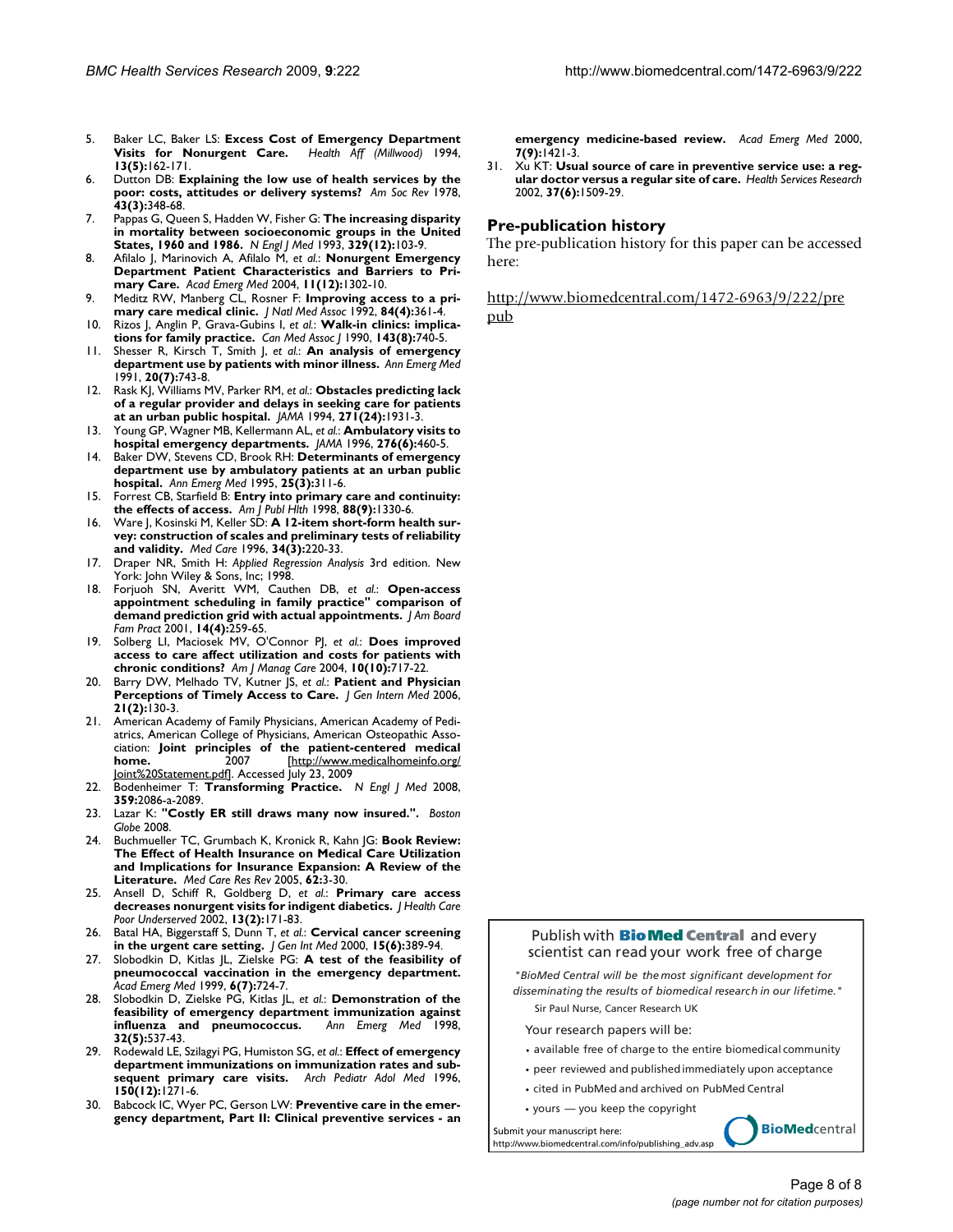5. Baker LC, Baker LS: **Excess Cost of Emergency Department Visits for Nonurgent Care.** *Health Aff (Millwood)* 1994, **13(5):**162-171.
6. Dutton DB: **Explaining the low use of health services by the poor: costs, attitudes or delivery systems?** *Am Soc Rev* 1978, **43(3):**348-68.
7. Pappas G, Queen S, Hadden W, Fisher G: **The increasing disparity in mortality between socioeconomic groups in the United States, 1960 and 1986.** *N Engl J Med* 1993, **329(12):**103-9.
8. Afilalo J, Marinovich A, Afilalo M, *et al.*: **Nonurgent Emergency Department Patient Characteristics and Barriers to Primary Care.** *Acad Emerg Med* 2004, **11(12):**1302-10.
9. Meditz RW, Manberg CL, Rosner F: **Improving access to a primary care medical clinic.** *J Natl Med Assoc* 1992, **84(4):**361-4.
10. Rizos J, Anglin P, Grava-Gubins I, *et al.*: **Walk-in clinics: implications for family practice.** *Can Med Assoc J* 1990, **143(8):**740-5.
11. Shesser R, Kirsch T, Smith J, *et al.*: **An analysis of emergency department use by patients with minor illness.** *Ann Emerg Med* 1991, **20(7):**743-8.
12. Rask KJ, Williams MV, Parker RM, *et al.*: **Obstacles predicting lack of a regular provider and delays in seeking care for patients at an urban public hospital.** *JAMA* 1994, **271(24):**1931-3.
13. Young GP, Wagner MB, Kellermann AL, *et al.*: **Ambulatory visits to hospital emergency departments.** *JAMA* 1996, **276(6):**460-5.
14. Baker DW, Stevens CD, Brook RH: **Determinants of emergency department use by ambulatory patients at an urban public hospital.** *Ann Emerg Med* 1995, **25(3):**311-6.
15. Forrest CB, Starfield B: **Entry into primary care and continuity: the effects of access.** *Am J Publ Hlth* 1998, **88(9):**1330-6.
16. Ware J, Kosinski M, Keller SD: **A 12-item short-form health survey: construction of scales and preliminary tests of reliability and validity.** *Med Care* 1996, **34(3):**220-33.
17. Draper NR, Smith H: *Applied Regression Analysis* 3rd edition. New York: John Wiley & Sons, Inc; 1998.
18. Forjuoh SN, Averitt WM, Cauthen DB, *et al.*: **Open-access appointment scheduling in family practice" comparison of demand prediction grid with actual appointments.** *J Am Board Fam Pract* 2001, **14(4):**259-65.
19. Solberg LI, Maciosek MV, O'Connor PJ, *et al.*: **Does improved access to care affect utilization and costs for patients with chronic conditions?** *Am J Manag Care* 2004, **10(10):**717-22.
20. Barry DW, Melhado TV, Kutner JS, *et al.*: **Patient and Physician Perceptions of Timely Access to Care.** *J Gen Intern Med* 2006, **21(2):**130-3.
21. American Academy of Family Physicians, American Academy of Pediatrics, American College of Physicians, American Osteopathic Association: **Joint principles of the patient-centered medical home.** 2007 [http://www.medicalhomeinfo.org/Joint%20Statement.pdf]. Accessed July 23, 2009
22. Bodenheimer T: **Transforming Practice.** *N Engl J Med* 2008, **359:**2086-a-2089.
23. Lazar K: **"Costly ER still draws many now insured.".** *Boston Globe* 2008.
24. Buchmueller TC, Grumbach K, Kronick R, Kahn JG: **Book Review: The Effect of Health Insurance on Medical Care Utilization and Implications for Insurance Expansion: A Review of the Literature.** *Med Care Res Rev* 2005, **62:**3-30.
25. Ansell D, Schiff R, Goldberg D, *et al.*: **Primary care access decreases nonurgent visits for indigent diabetics.** *J Health Care Poor Underserved* 2002, **13(2):**171-83.
26. Batal HA, Biggerstaff S, Dunn T, *et al.*: **Cervical cancer screening in the urgent care setting.** *J Gen Int Med* 2000, **15(6):**389-94.
27. Slobodkin D, Kitlas JL, Zielske PG: **A test of the feasibility of pneumococcal vaccination in the emergency department.** *Acad Emerg Med* 1999, **6(7):**724-7.
28. Slobodkin D, Zielske PG, Kitlas JL, *et al.*: **Demonstration of the feasibility of emergency department immunization against influenza and pneumococcus.** *Ann Emerg Med* 1998, **32(5):**537-43.
29. Rodewald LE, Szilagyi PG, Humiston SG, *et al.*: **Effect of emergency department immunizations on immunization rates and subsequent primary care visits.** *Arch Pediatr Adol Med* 1996, **150(12):**1271-6.
30. Babcock IC, Wyer PC, Gerson LW: **Preventive care in the emergency department, Part II: Clinical preventive services - an emergency medicine-based review.** *Acad Emerg Med* 2000, **7(9):**1421-3.
31. Xu KT: **Usual source of care in preventive service use: a regular doctor versus a regular site of care.** *Health Services Research* 2002, **37(6):**1509-29.

## Pre-publication history

The pre-publication history for this paper can be accessed here:

http://www.biomedcentral.com/1472-6963/9/222/prepub

Publish with **BioMed Central** and every scientist can read your work free of charge

*"BioMed Central will be the most significant development for disseminating the results of biomedical research in our lifetime."*

Sir Paul Nurse, Cancer Research UK

Your research papers will be:

- available free of charge to the entire biomedical community
- peer reviewed and published immediately upon acceptance
- cited in PubMed and archived on PubMed Central
- yours — you keep the copyright

Submit your manuscript here:
http://www.biomedcentral.com/info/publishing_adv.asp

BioMedcentral